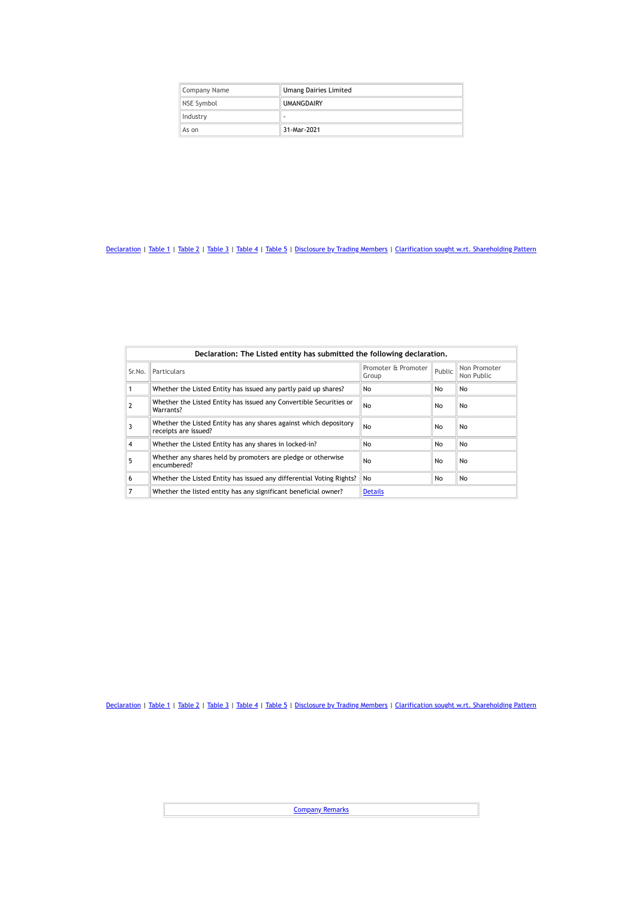| Company Name | Umang Dairies Limited |
| --- | --- |
| NSE Symbol | UMANGDAIRY |
| Industry | - |
| As on | 31-Mar-2021 |

Declaration | Table 1 | Table 2 | Table 3 | Table 4 | Table 5 | Disclosure by Trading Members | Clarification sought w.rt. Shareholding Pattern

**Declaration: The Listed entity has submitted the following declaration.**

| Sr.No. | Particulars | Promoter & Promoter Group | Public | Non Promoter Non Public |
| --- | --- | --- | --- | --- |
| 1 | Whether the Listed Entity has issued any partly paid up shares? | No | No | No |
| 2 | Whether the Listed Entity has issued any Convertible Securities or Warrants? | No | No | No |
| 3 | Whether the Listed Entity has any shares against which depository receipts are issued? | No | No | No |
| 4 | Whether the Listed Entity has any shares in locked-in? | No | No | No |
| 5 | Whether any shares held by promoters are pledge or otherwise encumbered? | No | No | No |
| 6 | Whether the Listed Entity has issued any differential Voting Rights? | No | No | No |
| 7 | Whether the listed entity has any significant beneficial owner? | Details | | |

Declaration | Table 1 | Table 2 | Table 3 | Table 4 | Table 5 | Disclosure by Trading Members | Clarification sought w.rt. Shareholding Pattern

Company Remarks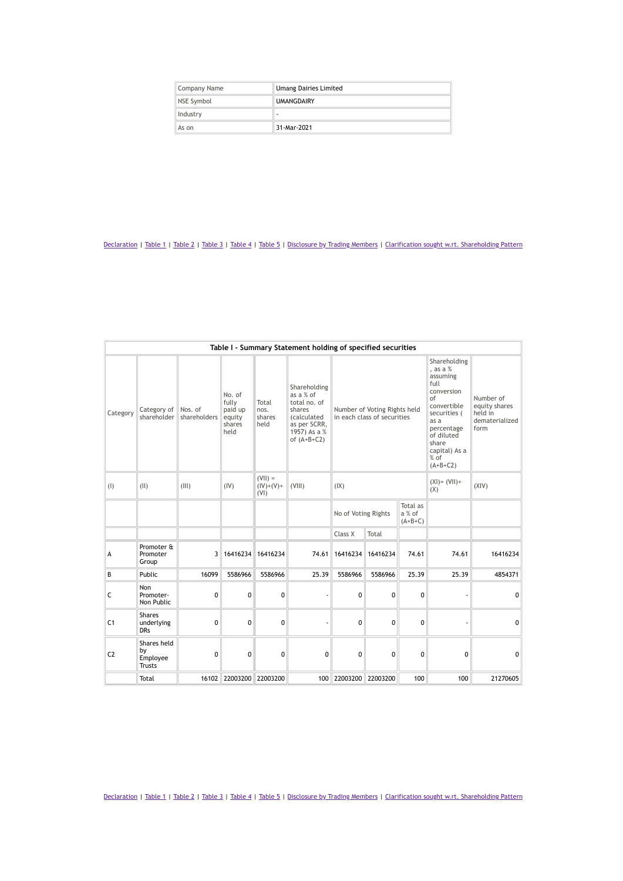| Company Name | Umang Dairies Limited |
|---|---|
| NSE Symbol | UMANGDAIRY |
| Industry | - |
| As on | 31-Mar-2021 |

Declaration | Table 1 | Table 2 | Table 3 | Table 4 | Table 5 | Disclosure by Trading Members | Clarification sought w.r.t. Shareholding Pattern

**Table I - Summary Statement holding of specified securities**

| Category | Category of shareholder | Nos. of shareholders | No. of fully paid up equity shares held | Total nos. shares held | Shareholding as a % of total no. of shares (calculated as per SCRR, 1957) As a % of (A+B+C2) | Number of Voting Rights held in each class of securities | | | Shareholding , as a % assuming full conversion of convertible securities ( as a percentage of diluted share capital) As a % of (A+B+C2) | Number of equity shares held in dematerialized form |
|---|---|---|---|---|---|---|---|---|---|---|
| (I) | (II) | (III) | (IV) | (VII) = (IV)+(V)+ (VI) | (VIII) | (IX) | | | (XI)= (VII)+ (X) | (XIV) |
| | | | | | | No of Voting Rights | | Total as a % of (A+B+C) | | |
| | | | | | | Class X | Total | | | |
| A | Promoter & Promoter Group | 3 | 16416234 | 16416234 | 74.61 | 16416234 | 16416234 | 74.61 | 74.61 | 16416234 |
| B | Public | 16099 | 5586966 | 5586966 | 25.39 | 5586966 | 5586966 | 25.39 | 25.39 | 4854371 |
| C | Non Promoter- Non Public | 0 | 0 | 0 | - | 0 | 0 | 0 | - | 0 |
| C1 | Shares underlying DRs | 0 | 0 | 0 | - | 0 | 0 | 0 | - | 0 |
| C2 | Shares held by Employee Trusts | 0 | 0 | 0 | 0 | 0 | 0 | 0 | 0 | 0 |
| | Total | 16102 | 22003200 | 22003200 | 100 | 22003200 | 22003200 | 100 | 100 | 21270605 |

Declaration | Table 1 | Table 2 | Table 3 | Table 4 | Table 5 | Disclosure by Trading Members | Clarification sought w.r.t. Shareholding Pattern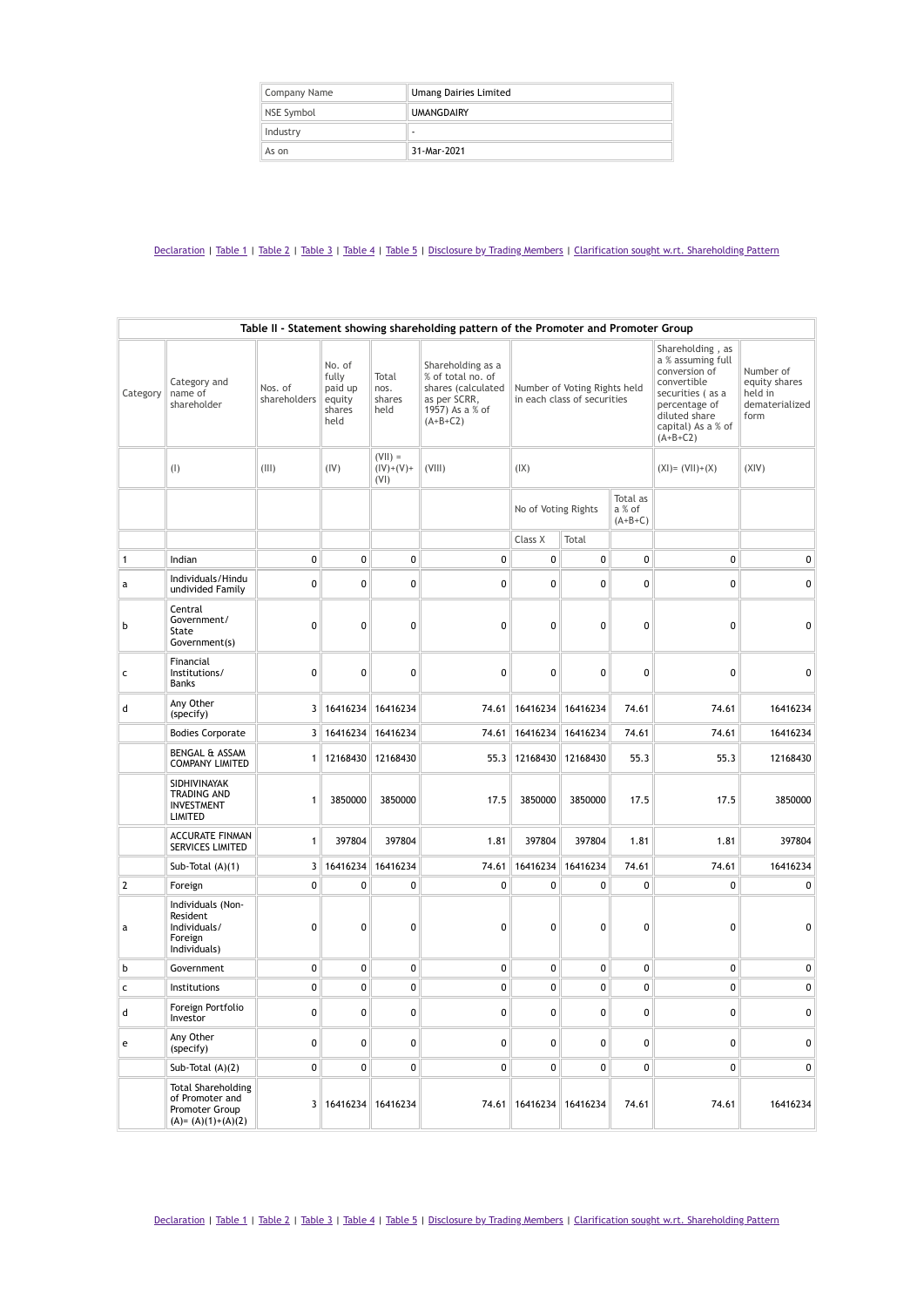| Company Name | Umang Dairies Limited |
|---|---|
| NSE Symbol | UMANGDAIRY |
| Industry | - |
| As on | 31-Mar-2021 |

Declaration | Table 1 | Table 2 | Table 3 | Table 4 | Table 5 | Disclosure by Trading Members | Clarification sought w.rt. Shareholding Pattern

**Table II - Statement showing shareholding pattern of the Promoter and Promoter Group**

| Category | Category and name of shareholder | Nos. of shareholders | No. of fully paid up equity shares held | Total nos. shares held | Shareholding as a % of total no. of shares (calculated as per SCRR, 1957) As a % of (A+B+C2) | Number of Voting Rights held in each class of securities | | | Shareholding , as a % assuming full conversion of convertible securities ( as a percentage of diluted share capital) As a % of (A+B+C2) | Number of equity shares held in dematerialized form |
|---|---|---|---|---|---|---|---|---|---|---|
| | (I) | (III) | (IV) | (VII) = (IV)+(V)+ (VI) | (VIII) | (IX) | | | (XI)= (VII)+(X) | (XIV) |
| | | | | | | No of Voting Rights | | Total as a % of (A+B+C) | | |
| | | | | | | Class X | Total | | | |
| 1 | Indian | 0 | 0 | 0 | 0 | 0 | 0 | 0 | 0 | 0 |
| a | Individuals/Hindu undivided Family | 0 | 0 | 0 | 0 | 0 | 0 | 0 | 0 | 0 |
| b | Central Government/ State Government(s) | 0 | 0 | 0 | 0 | 0 | 0 | 0 | 0 | 0 |
| c | Financial Institutions/ Banks | 0 | 0 | 0 | 0 | 0 | 0 | 0 | 0 | 0 |
| d | Any Other (specify) | 3 | 16416234 | 16416234 | 74.61 | 16416234 | 16416234 | 74.61 | 74.61 | 16416234 |
| | Bodies Corporate | 3 | 16416234 | 16416234 | 74.61 | 16416234 | 16416234 | 74.61 | 74.61 | 16416234 |
| | BENGAL & ASSAM COMPANY LIMITED | 1 | 12168430 | 12168430 | 55.3 | 12168430 | 12168430 | 55.3 | 55.3 | 12168430 |
| | SIDHIVINAYAK TRADING AND INVESTMENT LIMITED | 1 | 3850000 | 3850000 | 17.5 | 3850000 | 3850000 | 17.5 | 17.5 | 3850000 |
| | ACCURATE FINMAN SERVICES LIMITED | 1 | 397804 | 397804 | 1.81 | 397804 | 397804 | 1.81 | 1.81 | 397804 |
| | Sub-Total (A)(1) | 3 | 16416234 | 16416234 | 74.61 | 16416234 | 16416234 | 74.61 | 74.61 | 16416234 |
| 2 | Foreign | 0 | 0 | 0 | 0 | 0 | 0 | 0 | 0 | 0 |
| a | Individuals (Non-Resident Individuals/ Foreign Individuals) | 0 | 0 | 0 | 0 | 0 | 0 | 0 | 0 | 0 |
| b | Government | 0 | 0 | 0 | 0 | 0 | 0 | 0 | 0 | 0 |
| c | Institutions | 0 | 0 | 0 | 0 | 0 | 0 | 0 | 0 | 0 |
| d | Foreign Portfolio Investor | 0 | 0 | 0 | 0 | 0 | 0 | 0 | 0 | 0 |
| e | Any Other (specify) | 0 | 0 | 0 | 0 | 0 | 0 | 0 | 0 | 0 |
| | Sub-Total (A)(2) | 0 | 0 | 0 | 0 | 0 | 0 | 0 | 0 | 0 |
| | Total Shareholding of Promoter and Promoter Group (A)= (A)(1)+(A)(2) | 3 | 16416234 | 16416234 | 74.61 | 16416234 | 16416234 | 74.61 | 74.61 | 16416234 |

Declaration | Table 1 | Table 2 | Table 3 | Table 4 | Table 5 | Disclosure by Trading Members | Clarification sought w.rt. Shareholding Pattern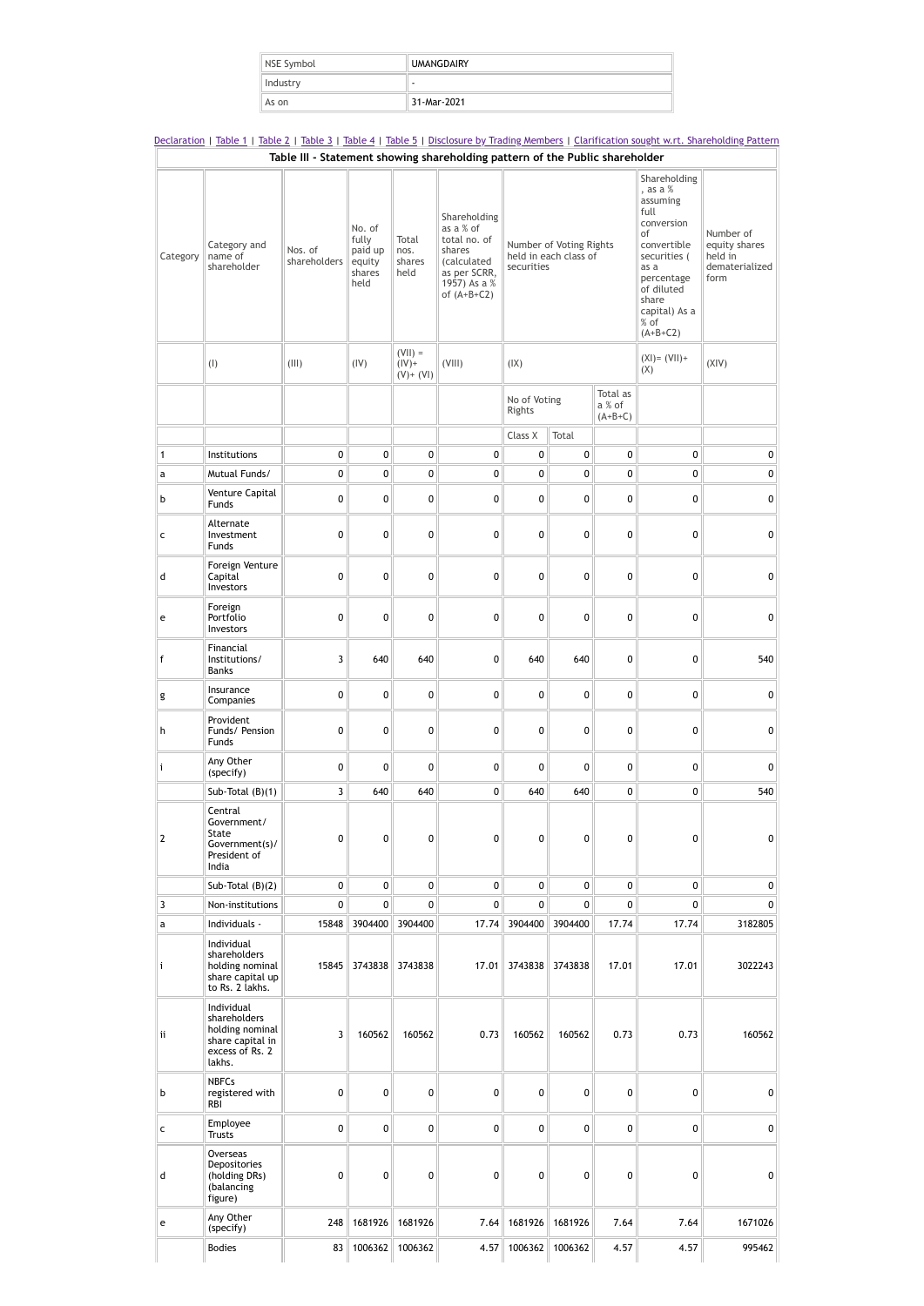| NSE Symbol | UMANGDAIRY |
|---|---|
| Industry | - |
| As on | 31-Mar-2021 |

Declaration | Table 1 | Table 2 | Table 3 | Table 4 | Table 5 | Disclosure by Trading Members | Clarification sought w.r.t. Shareholding Pattern

**Table III - Statement showing shareholding pattern of the Public shareholder**

| Category | Category and name of shareholder | Nos. of shareholders | No. of fully paid up equity shares held | Total nos. shares held | Shareholding as a % of total no. of shares (calculated as per SCRR, 1957) As a % of (A+B+C2) | Number of Voting Rights held in each class of securities | | | Shareholding , as a % assuming full conversion of convertible securities ( as a percentage of diluted share capital) As a % of (A+B+C2) | Number of equity shares held in dematerialized form |
|---|---|---|---|---|---|---|---|---|---|---|
| | (I) | (III) | (IV) | (VII) = (IV)+ (V)+ (VI) | (VIII) | (IX) | | | (XI)= (VII)+ (X) | (XIV) |
| | | | | | | No of Voting Rights | | Total as a % of (A+B+C) | | |
| | | | | | | Class X | Total | | | |
| 1 | Institutions | 0 | 0 | 0 | 0 | 0 | 0 | 0 | 0 | 0 |
| a | Mutual Funds/ | 0 | 0 | 0 | 0 | 0 | 0 | 0 | 0 | 0 |
| b | Venture Capital Funds | 0 | 0 | 0 | 0 | 0 | 0 | 0 | 0 | 0 |
| c | Alternate Investment Funds | 0 | 0 | 0 | 0 | 0 | 0 | 0 | 0 | 0 |
| d | Foreign Venture Capital Investors | 0 | 0 | 0 | 0 | 0 | 0 | 0 | 0 | 0 |
| e | Foreign Portfolio Investors | 0 | 0 | 0 | 0 | 0 | 0 | 0 | 0 | 0 |
| f | Financial Institutions/ Banks | 3 | 640 | 640 | 0 | 640 | 640 | 0 | 0 | 540 |
| g | Insurance Companies | 0 | 0 | 0 | 0 | 0 | 0 | 0 | 0 | 0 |
| h | Provident Funds/ Pension Funds | 0 | 0 | 0 | 0 | 0 | 0 | 0 | 0 | 0 |
| i | Any Other (specify) | 0 | 0 | 0 | 0 | 0 | 0 | 0 | 0 | 0 |
| | Sub-Total (B)(1) | 3 | 640 | 640 | 0 | 640 | 640 | 0 | 0 | 540 |
| 2 | Central Government/ State Government(s)/ President of India | 0 | 0 | 0 | 0 | 0 | 0 | 0 | 0 | 0 |
| | Sub-Total (B)(2) | 0 | 0 | 0 | 0 | 0 | 0 | 0 | 0 | 0 |
| 3 | Non-institutions | 0 | 0 | 0 | 0 | 0 | 0 | 0 | 0 | 0 |
| a | Individuals - | 15848 | 3904400 | 3904400 | 17.74 | 3904400 | 3904400 | 17.74 | 17.74 | 3182805 |
| i | Individual shareholders holding nominal share capital up to Rs. 2 lakhs. | 15845 | 3743838 | 3743838 | 17.01 | 3743838 | 3743838 | 17.01 | 17.01 | 3022243 |
| ii | Individual shareholders holding nominal share capital in excess of Rs. 2 lakhs. | 3 | 160562 | 160562 | 0.73 | 160562 | 160562 | 0.73 | 0.73 | 160562 |
| b | NBFCs registered with RBI | 0 | 0 | 0 | 0 | 0 | 0 | 0 | 0 | 0 |
| c | Employee Trusts | 0 | 0 | 0 | 0 | 0 | 0 | 0 | 0 | 0 |
| d | Overseas Depositories (holding DRs) (balancing figure) | 0 | 0 | 0 | 0 | 0 | 0 | 0 | 0 | 0 |
| e | Any Other (specify) | 248 | 1681926 | 1681926 | 7.64 | 1681926 | 1681926 | 7.64 | 7.64 | 1671026 |
| | Bodies | 83 | 1006362 | 1006362 | 4.57 | 1006362 | 1006362 | 4.57 | 4.57 | 995462 |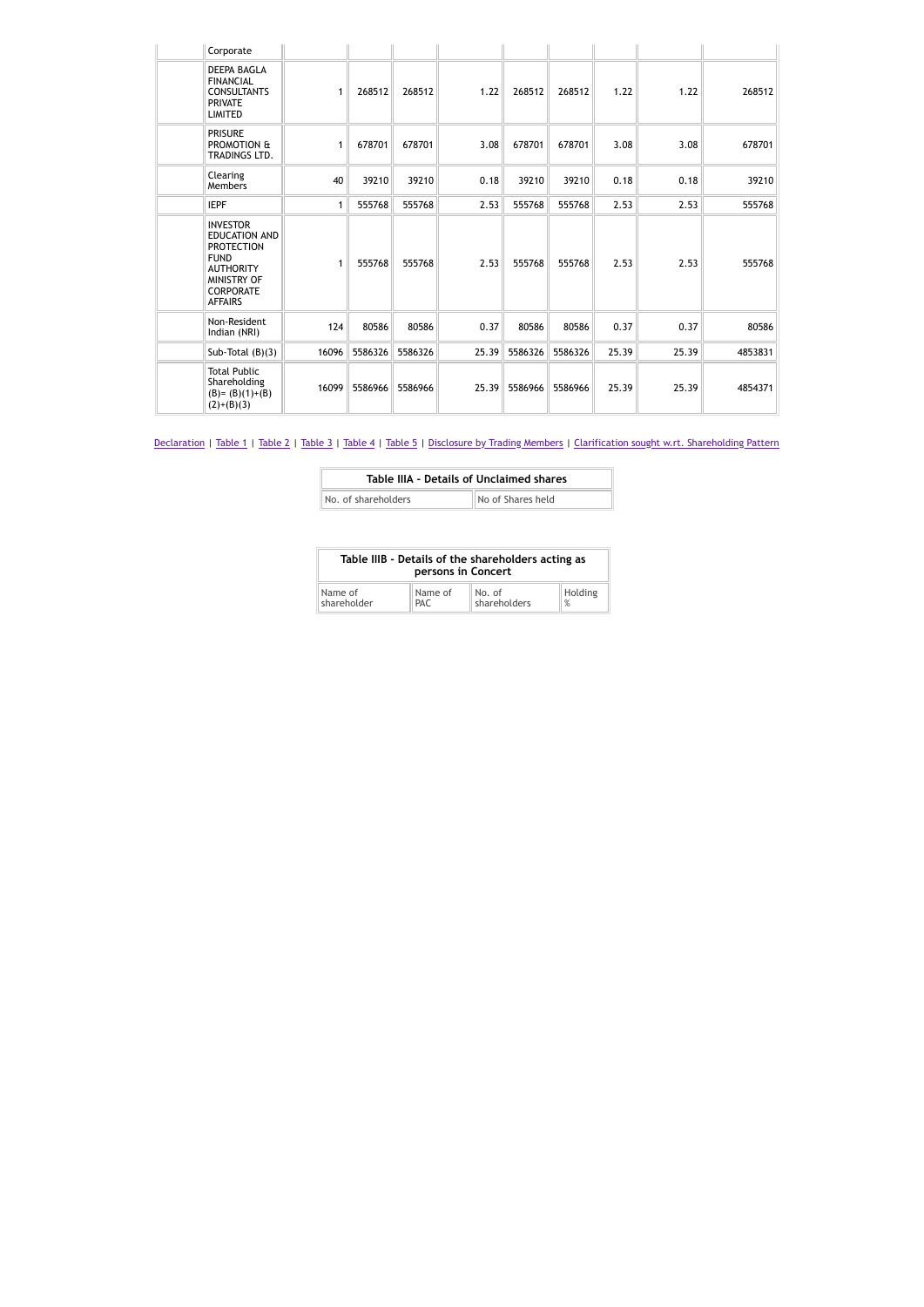| | Corporate | | | | | | | | | |
|---|---|---|---|---|---|---|---|---|---|---|
| | DEEPA BAGLA FINANCIAL CONSULTANTS PRIVATE LIMITED | 1 | 268512 | 268512 | 1.22 | 268512 | 268512 | 1.22 | 1.22 | 268512 |
| | PRISURE PROMOTION & TRADINGS LTD. | 1 | 678701 | 678701 | 3.08 | 678701 | 678701 | 3.08 | 3.08 | 678701 |
| | Clearing Members | 40 | 39210 | 39210 | 0.18 | 39210 | 39210 | 0.18 | 0.18 | 39210 |
| | IEPF | 1 | 555768 | 555768 | 2.53 | 555768 | 555768 | 2.53 | 2.53 | 555768 |
| | INVESTOR EDUCATION AND PROTECTION FUND AUTHORITY MINISTRY OF CORPORATE AFFAIRS | 1 | 555768 | 555768 | 2.53 | 555768 | 555768 | 2.53 | 2.53 | 555768 |
| | Non-Resident Indian (NRI) | 124 | 80586 | 80586 | 0.37 | 80586 | 80586 | 0.37 | 0.37 | 80586 |
| | Sub-Total (B)(3) | 16096 | 5586326 | 5586326 | 25.39 | 5586326 | 5586326 | 25.39 | 25.39 | 4853831 |
| | Total Public Shareholding (B)= (B)(1)+(B)(2)+(B)(3) | 16099 | 5586966 | 5586966 | 25.39 | 5586966 | 5586966 | 25.39 | 25.39 | 4854371 |

Declaration | Table 1 | Table 2 | Table 3 | Table 4 | Table 5 | Disclosure by Trading Members | Clarification sought w.r.t. Shareholding Pattern

| Table IIIA - Details of Unclaimed shares | |
|---|---|
| No. of shareholders | No of Shares held |

| Table IIIB - Details of the shareholders acting as persons in Concert | | | |
|---|---|---|---|
| Name of shareholder | Name of PAC | No. of shareholders | Holding % |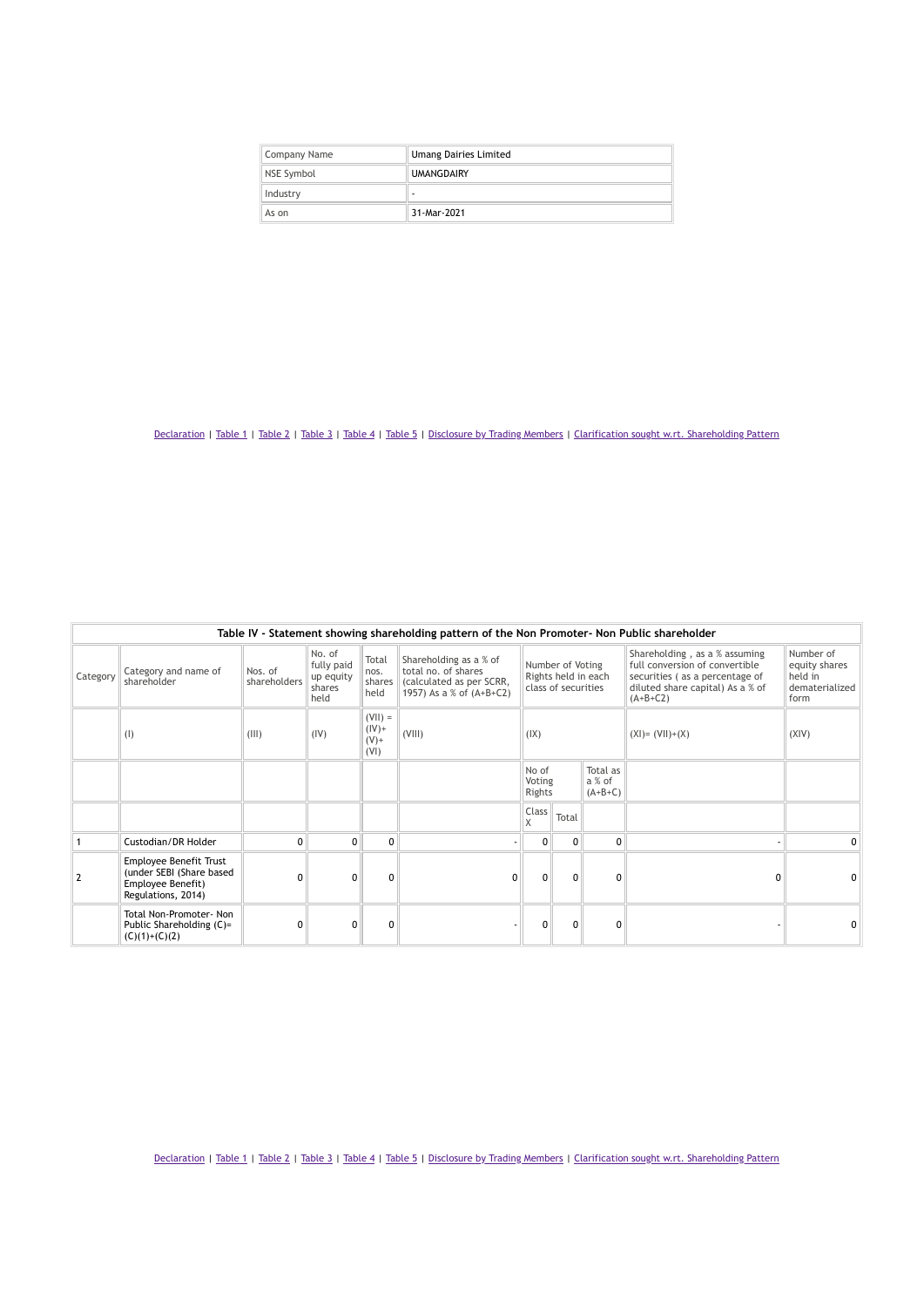| | |
|---|---|
| Company Name | Umang Dairies Limited |
| NSE Symbol | UMANGDAIRY |
| Industry | - |
| As on | 31-Mar-2021 |

Declaration | Table 1 | Table 2 | Table 3 | Table 4 | Table 5 | Disclosure by Trading Members | Clarification sought w.r.t. Shareholding Pattern

**Table IV - Statement showing shareholding pattern of the Non Promoter- Non Public shareholder**

| Category | Category and name of shareholder | Nos. of shareholders | No. of fully paid up equity shares held | Total nos. shares held | Shareholding as a % of total no. of shares (calculated as per SCRR, 1957) As a % of (A+B+C2) | Number of Voting Rights held in each class of securities | | | Shareholding , as a % assuming full conversion of convertible securities ( as a percentage of diluted share capital) As a % of (A+B+C2) | Number of equity shares held in dematerialized form |
|---|---|---|---|---|---|---|---|---|---|---|
| | (I) | (III) | (IV) | (VII) = (IV)+ (V)+ (VI) | (VIII) | (IX) | | | (XI)= (VII)+(X) | (XIV) |
| | | | | | | No of Voting Rights | | Total as a % of (A+B+C) | | |
| | | | | | | Class X | Total | | | |
| 1 | Custodian/DR Holder | 0 | 0 | 0 | - | 0 | 0 | 0 | - | 0 |
| 2 | Employee Benefit Trust (under SEBI (Share based Employee Benefit) Regulations, 2014) | 0 | 0 | 0 | 0 | 0 | 0 | 0 | 0 | 0 |
| | Total Non-Promoter- Non Public Shareholding (C)= (C)(1)+(C)(2) | 0 | 0 | 0 | - | 0 | 0 | 0 | - | 0 |

Declaration | Table 1 | Table 2 | Table 3 | Table 4 | Table 5 | Disclosure by Trading Members | Clarification sought w.r.t. Shareholding Pattern